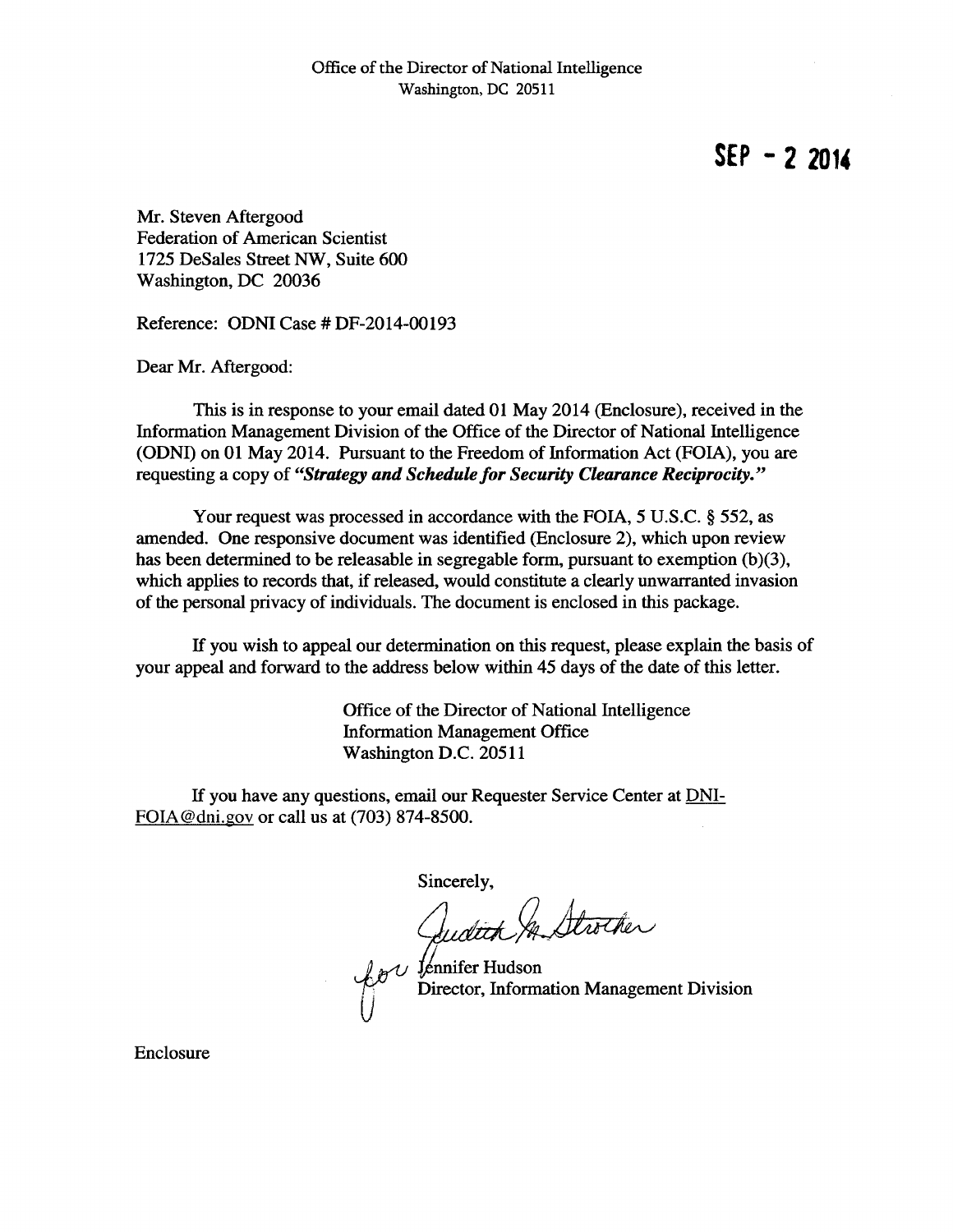Office of the Director of National Intelligence
Washington, DC 20511

**SEP - 2 2014**

Mr. Steven Aftergood
Federation of American Scientist
1725 DeSales Street NW, Suite 600
Washington, DC 20036

Reference: ODNI Case # DF-2014-00193

Dear Mr. Aftergood:

This is in response to your email dated 01 May 2014 (Enclosure), received in the Information Management Division of the Office of the Director of National Intelligence (ODNI) on 01 May 2014. Pursuant to the Freedom of Information Act (FOIA), you are requesting a copy of ***"Strategy and Schedule for Security Clearance Reciprocity."***

Your request was processed in accordance with the FOIA, 5 U.S.C. § 552, as amended. One responsive document was identified (Enclosure 2), which upon review has been determined to be releasable in segregable form, pursuant to exemption (b)(3), which applies to records that, if released, would constitute a clearly unwarranted invasion of the personal privacy of individuals. The document is enclosed in this package.

If you wish to appeal our determination on this request, please explain the basis of your appeal and forward to the address below within 45 days of the date of this letter.

Office of the Director of National Intelligence
Information Management Office
Washington D.C. 20511

If you have any questions, email our Requester Service Center at DNI-FOIA@dni.gov or call us at (703) 874-8500.

Sincerely,

Judith M. Strother
for Jennifer Hudson
Director, Information Management Division

Enclosure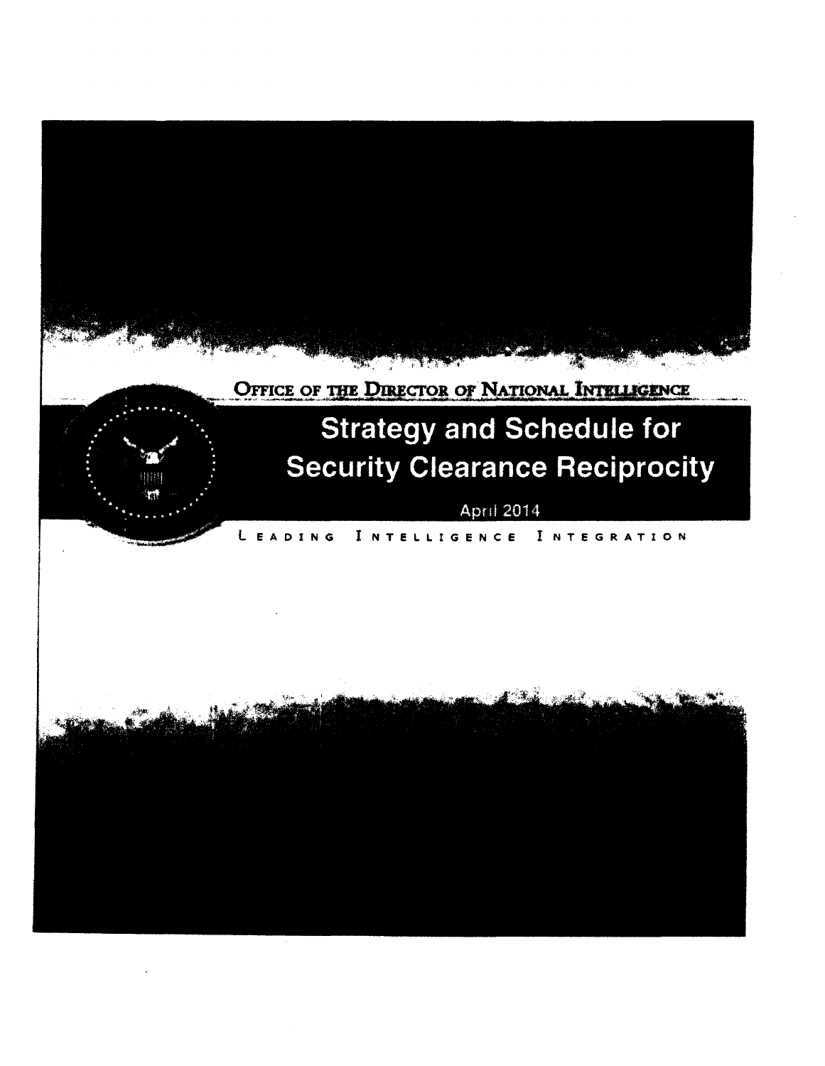OFFICE OF THE DIRECTOR OF NATIONAL INTELLIGENCE

# Strategy and Schedule for Security Clearance Reciprocity

April 2014

LEADING INTELLIGENCE INTEGRATION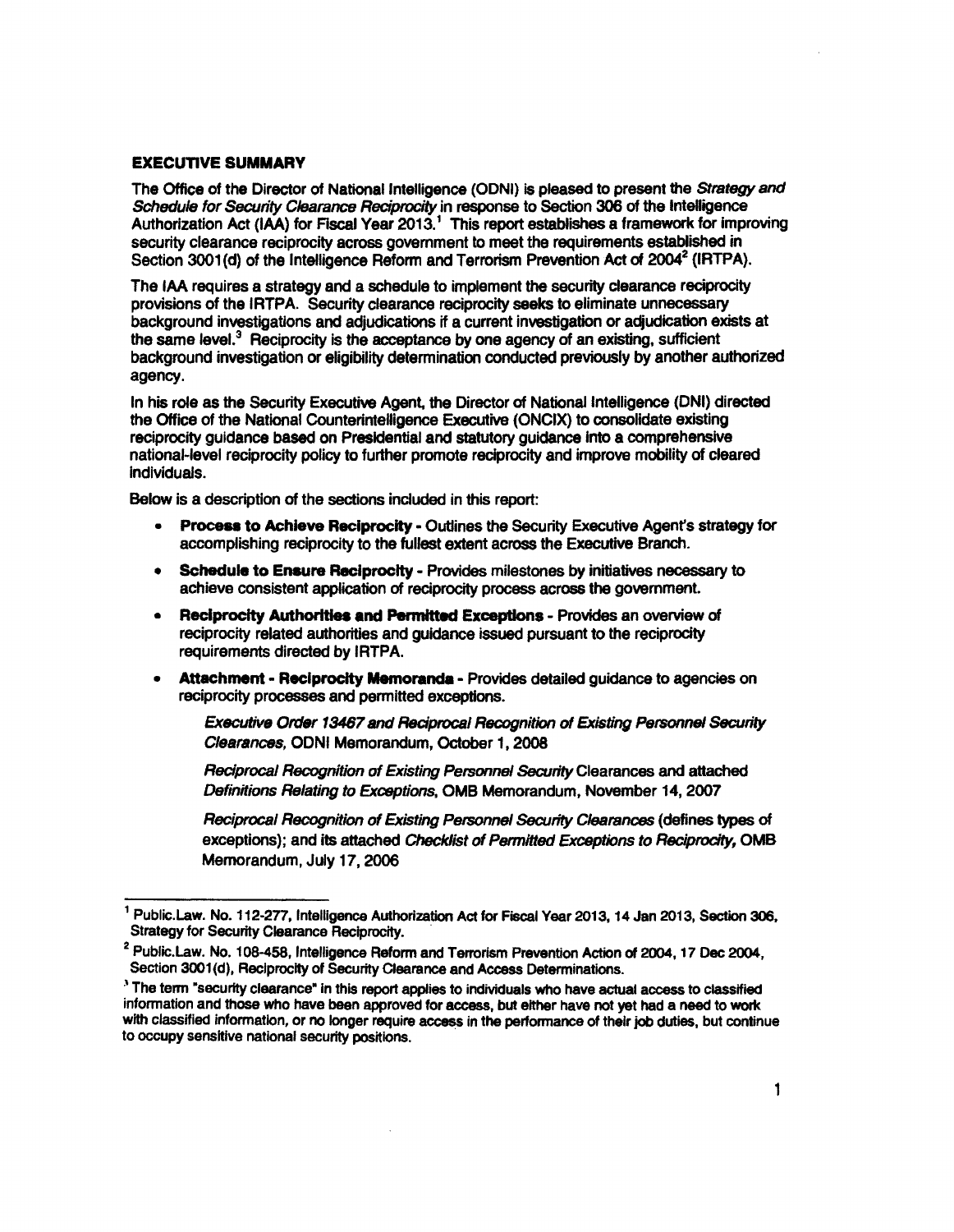## EXECUTIVE SUMMARY

The Office of the Director of National Intelligence (ODNI) is pleased to present the *Strategy and Schedule for Security Clearance Reciprocity* in response to Section 306 of the Intelligence Authorization Act (IAA) for Fiscal Year 2013.[1] This report establishes a framework for improving security clearance reciprocity across government to meet the requirements established in Section 3001(d) of the Intelligence Reform and Terrorism Prevention Act of 2004[2] (IRTPA).

The IAA requires a strategy and a schedule to implement the security clearance reciprocity provisions of the IRTPA. Security clearance reciprocity seeks to eliminate unnecessary background investigations and adjudications if a current investigation or adjudication exists at the same level.[3] Reciprocity is the acceptance by one agency of an existing, sufficient background investigation or eligibility determination conducted previously by another authorized agency.

In his role as the Security Executive Agent, the Director of National Intelligence (DNI) directed the Office of the National Counterintelligence Executive (ONCIX) to consolidate existing reciprocity guidance based on Presidential and statutory guidance into a comprehensive national-level reciprocity policy to further promote reciprocity and improve mobility of cleared individuals.

Below is a description of the sections included in this report:

- **Process to Achieve Reciprocity** - Outlines the Security Executive Agent's strategy for accomplishing reciprocity to the fullest extent across the Executive Branch.
- **Schedule to Ensure Reciprocity** - Provides milestones by initiatives necessary to achieve consistent application of reciprocity process across the government.
- **Reciprocity Authorities and Permitted Exceptions** - Provides an overview of reciprocity related authorities and guidance issued pursuant to the reciprocity requirements directed by IRTPA.
- **Attachment - Reciprocity Memoranda** - Provides detailed guidance to agencies on reciprocity processes and permitted exceptions.

  *Executive Order 13467 and Reciprocal Recognition of Existing Personnel Security Clearances*, ODNI Memorandum, October 1, 2008

  *Reciprocal Recognition of Existing Personnel Security* Clearances and attached *Definitions Relating to Exceptions*, OMB Memorandum, November 14, 2007

  *Reciprocal Recognition of Existing Personnel Security Clearances* (defines types of exceptions); and its attached *Checklist of Permitted Exceptions to Reciprocity*, OMB Memorandum, July 17, 2006

---

[1] Public.Law. No. 112-277, Intelligence Authorization Act for Fiscal Year 2013, 14 Jan 2013, Section 306, Strategy for Security Clearance Reciprocity.

[2] Public.Law. No. 108-458, Intelligence Reform and Terrorism Prevention Action of 2004, 17 Dec 2004, Section 3001(d), Reciprocity of Security Clearance and Access Determinations.

[3] The term "security clearance" in this report applies to individuals who have actual access to classified information and those who have been approved for access, but either have not yet had a need to work with classified information, or no longer require access in the performance of their job duties, but continue to occupy sensitive national security positions.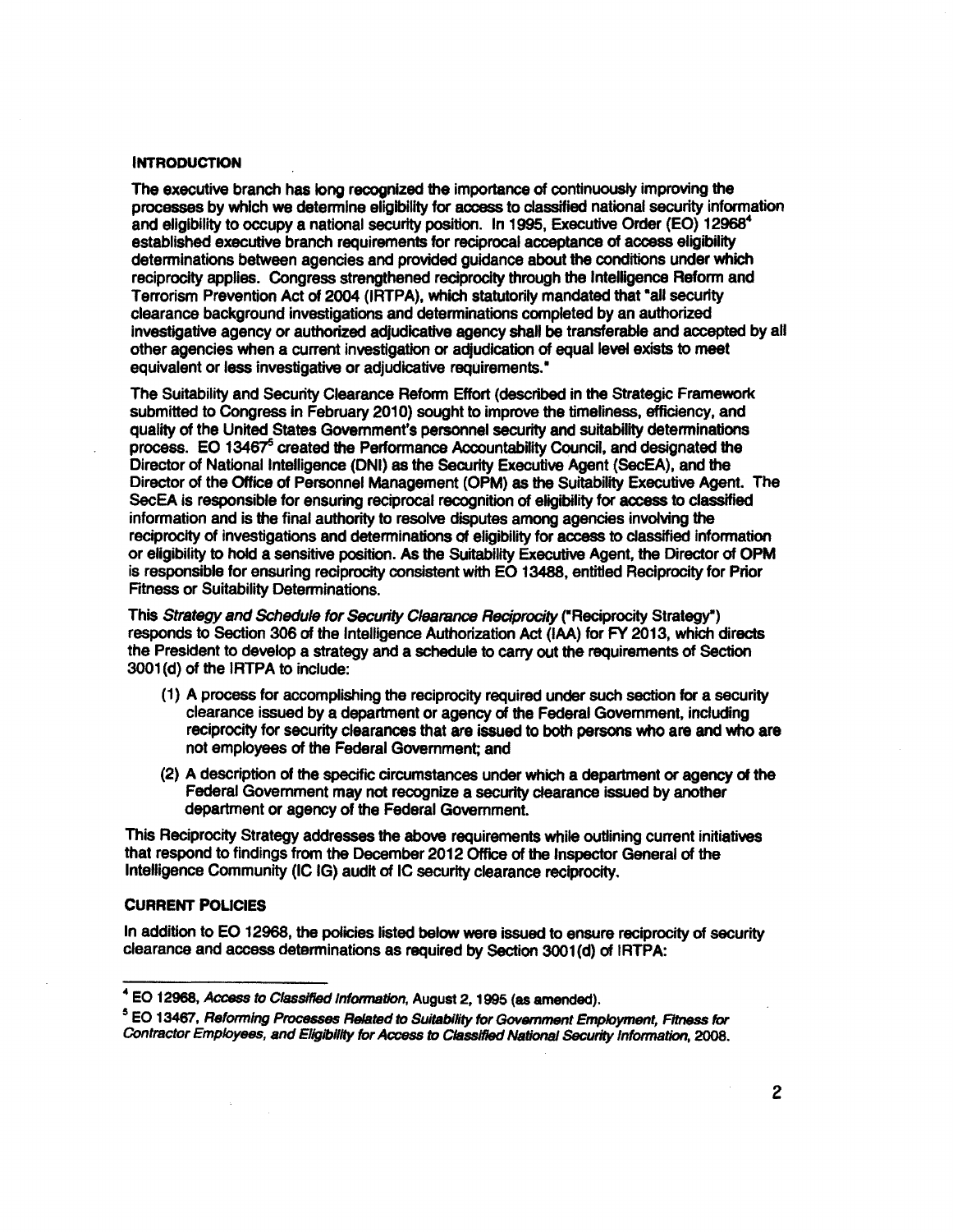## INTRODUCTION

The executive branch has long recognized the importance of continuously improving the processes by which we determine eligibility for access to classified national security information and eligibility to occupy a national security position. In 1995, Executive Order (EO) 12968[4] established executive branch requirements for reciprocal acceptance of access eligibility determinations between agencies and provided guidance about the conditions under which reciprocity applies. Congress strengthened reciprocity through the Intelligence Reform and Terrorism Prevention Act of 2004 (IRTPA), which statutorily mandated that "all security clearance background investigations and determinations completed by an authorized investigative agency or authorized adjudicative agency shall be transferable and accepted by all other agencies when a current investigation or adjudication of equal level exists to meet equivalent or less investigative or adjudicative requirements."

The Suitability and Security Clearance Reform Effort (described in the Strategic Framework submitted to Congress in February 2010) sought to improve the timeliness, efficiency, and quality of the United States Government's personnel security and suitability determinations process. EO 13467[5] created the Performance Accountability Council, and designated the Director of National Intelligence (DNI) as the Security Executive Agent (SecEA), and the Director of the Office of Personnel Management (OPM) as the Suitability Executive Agent. The SecEA is responsible for ensuring reciprocal recognition of eligibility for access to classified information and is the final authority to resolve disputes among agencies involving the reciprocity of investigations and determinations of eligibility for access to classified information or eligibility to hold a sensitive position. As the Suitability Executive Agent, the Director of OPM is responsible for ensuring reciprocity consistent with EO 13488, entitled Reciprocity for Prior Fitness or Suitability Determinations.

This *Strategy and Schedule for Security Clearance Reciprocity* ("Reciprocity Strategy") responds to Section 306 of the Intelligence Authorization Act (IAA) for FY 2013, which directs the President to develop a strategy and a schedule to carry out the requirements of Section 3001(d) of the IRTPA to include:

(1) A process for accomplishing the reciprocity required under such section for a security clearance issued by a department or agency of the Federal Government, including reciprocity for security clearances that are issued to both persons who are and who are not employees of the Federal Government; and

(2) A description of the specific circumstances under which a department or agency of the Federal Government may not recognize a security clearance issued by another department or agency of the Federal Government.

This Reciprocity Strategy addresses the above requirements while outlining current initiatives that respond to findings from the December 2012 Office of the Inspector General of the Intelligence Community (IC IG) audit of IC security clearance reciprocity.

## CURRENT POLICIES

In addition to EO 12968, the policies listed below were issued to ensure reciprocity of security clearance and access determinations as required by Section 3001(d) of IRTPA:

---

[4] EO 12968, *Access to Classified Information*, August 2, 1995 (as amended).

[5] EO 13467, *Reforming Processes Related to Suitability for Government Employment, Fitness for Contractor Employees, and Eligibility for Access to Classified National Security Information*, 2008.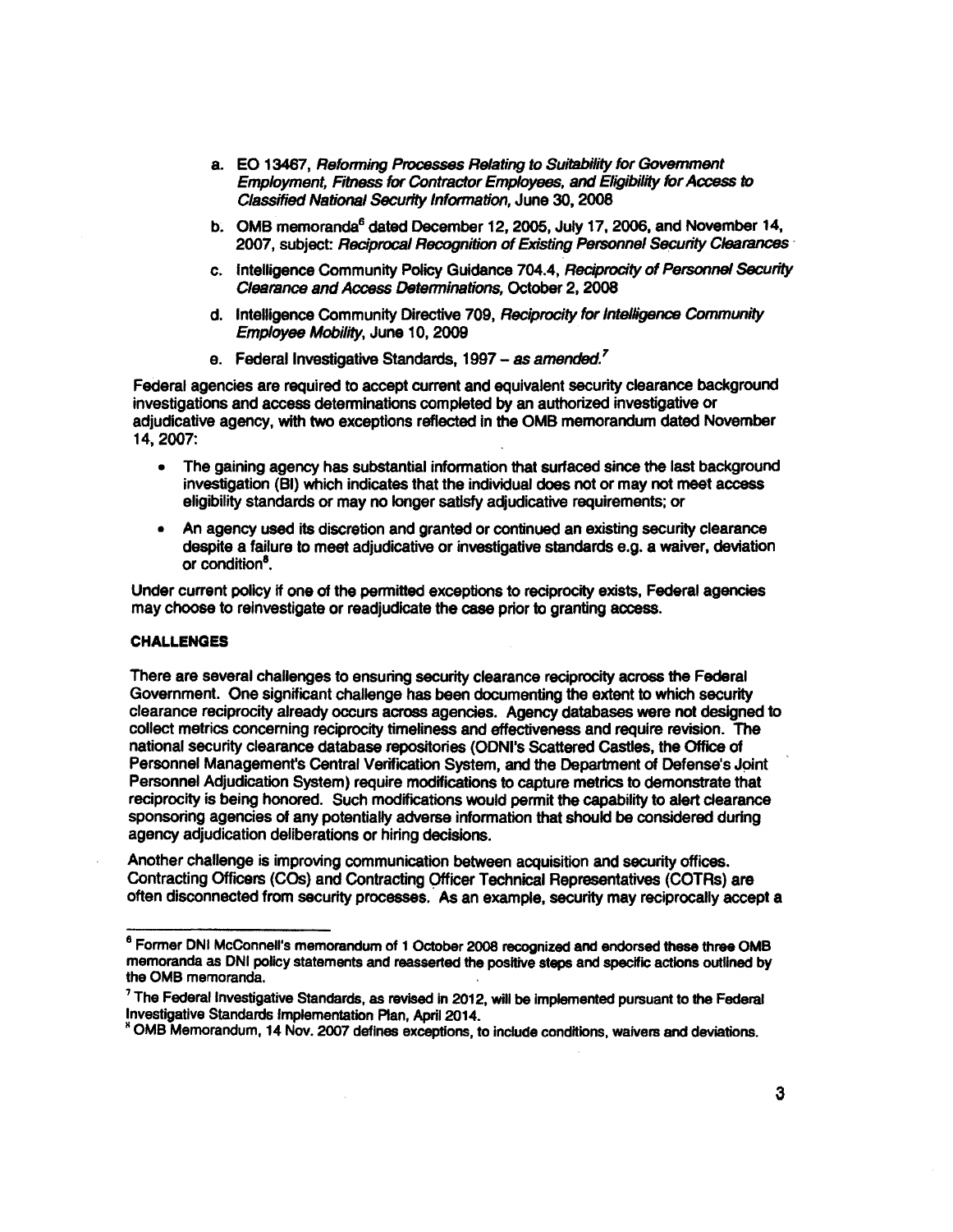a. EO 13467, *Reforming Processes Relating to Suitability for Government Employment, Fitness for Contractor Employees, and Eligibility for Access to Classified National Security Information*, June 30, 2008

b. OMB memoranda[6] dated December 12, 2005, July 17, 2006, and November 14, 2007, subject: *Reciprocal Recognition of Existing Personnel Security Clearances*

c. Intelligence Community Policy Guidance 704.4, *Reciprocity of Personnel Security Clearance and Access Determinations*, October 2, 2008

d. Intelligence Community Directive 709, *Reciprocity for Intelligence Community Employee Mobility*, June 10, 2009

e. Federal Investigative Standards, 1997 – *as amended.*[7]

Federal agencies are required to accept current and equivalent security clearance background investigations and access determinations completed by an authorized investigative or adjudicative agency, with two exceptions reflected in the OMB memorandum dated November 14, 2007:

- The gaining agency has substantial information that surfaced since the last background investigation (BI) which indicates that the individual does not or may not meet access eligibility standards or may no longer satisfy adjudicative requirements; or
- An agency used its discretion and granted or continued an existing security clearance despite a failure to meet adjudicative or investigative standards e.g. a waiver, deviation or condition[8].

Under current policy if one of the permitted exceptions to reciprocity exists, Federal agencies may choose to reinvestigate or readjudicate the case prior to granting access.

**CHALLENGES**

There are several challenges to ensuring security clearance reciprocity across the Federal Government. One significant challenge has been documenting the extent to which security clearance reciprocity already occurs across agencies. Agency databases were not designed to collect metrics concerning reciprocity timeliness and effectiveness and require revision. The national security clearance database repositories (ODNI's Scattered Castles, the Office of Personnel Management's Central Verification System, and the Department of Defense's Joint Personnel Adjudication System) require modifications to capture metrics to demonstrate that reciprocity is being honored. Such modifications would permit the capability to alert clearance sponsoring agencies of any potentially adverse information that should be considered during agency adjudication deliberations or hiring decisions.

Another challenge is improving communication between acquisition and security offices. Contracting Officers (COs) and Contracting Officer Technical Representatives (COTRs) are often disconnected from security processes. As an example, security may reciprocally accept a

---

[6] Former DNI McConnell's memorandum of 1 October 2008 recognized and endorsed these three OMB memoranda as DNI policy statements and reasserted the positive steps and specific actions outlined by the OMB memoranda.

[7] The Federal Investigative Standards, as revised in 2012, will be implemented pursuant to the Federal Investigative Standards Implementation Plan, April 2014.

[8] OMB Memorandum, 14 Nov. 2007 defines exceptions, to include conditions, waivers and deviations.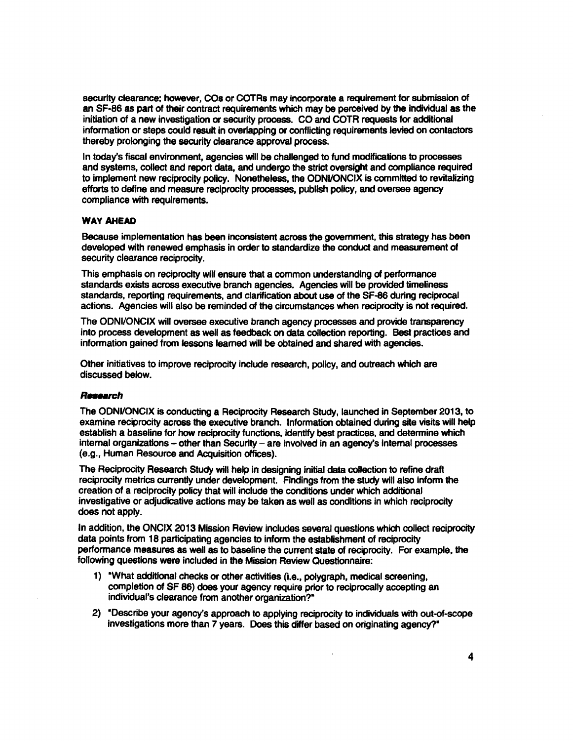security clearance; however, COs or COTRs may incorporate a requirement for submission of an SF-86 as part of their contract requirements which may be perceived by the individual as the initiation of a new investigation or security process. CO and COTR requests for additional information or steps could result in overlapping or conflicting requirements levied on contactors thereby prolonging the security clearance approval process.

In today's fiscal environment, agencies will be challenged to fund modifications to processes and systems, collect and report data, and undergo the strict oversight and compliance required to implement new reciprocity policy. Nonetheless, the ODNI/ONCIX is committed to revitalizing efforts to define and measure reciprocity processes, publish policy, and oversee agency compliance with requirements.

### WAY AHEAD

Because implementation has been inconsistent across the government, this strategy has been developed with renewed emphasis in order to standardize the conduct and measurement of security clearance reciprocity.

This emphasis on reciprocity will ensure that a common understanding of performance standards exists across executive branch agencies. Agencies will be provided timeliness standards, reporting requirements, and clarification about use of the SF-86 during reciprocal actions. Agencies will also be reminded of the circumstances when reciprocity is not required.

The ODNI/ONCIX will oversee executive branch agency processes and provide transparency into process development as well as feedback on data collection reporting. Best practices and information gained from lessons learned will be obtained and shared with agencies.

Other initiatives to improve reciprocity include research, policy, and outreach which are discussed below.

#### *Research*

The ODNI/ONCIX is conducting a Reciprocity Research Study, launched in September 2013, to examine reciprocity across the executive branch. Information obtained during site visits will help establish a baseline for how reciprocity functions, identify best practices, and determine which internal organizations – other than Security – are involved in an agency's internal processes (e.g., Human Resource and Acquisition offices).

The Reciprocity Research Study will help in designing initial data collection to refine draft reciprocity metrics currently under development. Findings from the study will also inform the creation of a reciprocity policy that will include the conditions under which additional investigative or adjudicative actions may be taken as well as conditions in which reciprocity does not apply.

In addition, the ONCIX 2013 Mission Review includes several questions which collect reciprocity data points from 18 participating agencies to inform the establishment of reciprocity performance measures as well as to baseline the current state of reciprocity. For example, the following questions were included in the Mission Review Questionnaire:

1) "What additional checks or other activities (i.e., polygraph, medical screening, completion of SF 86) does your agency require prior to reciprocally accepting an individual's clearance from another organization?"
2) "Describe your agency's approach to applying reciprocity to individuals with out-of-scope investigations more than 7 years. Does this differ based on originating agency?"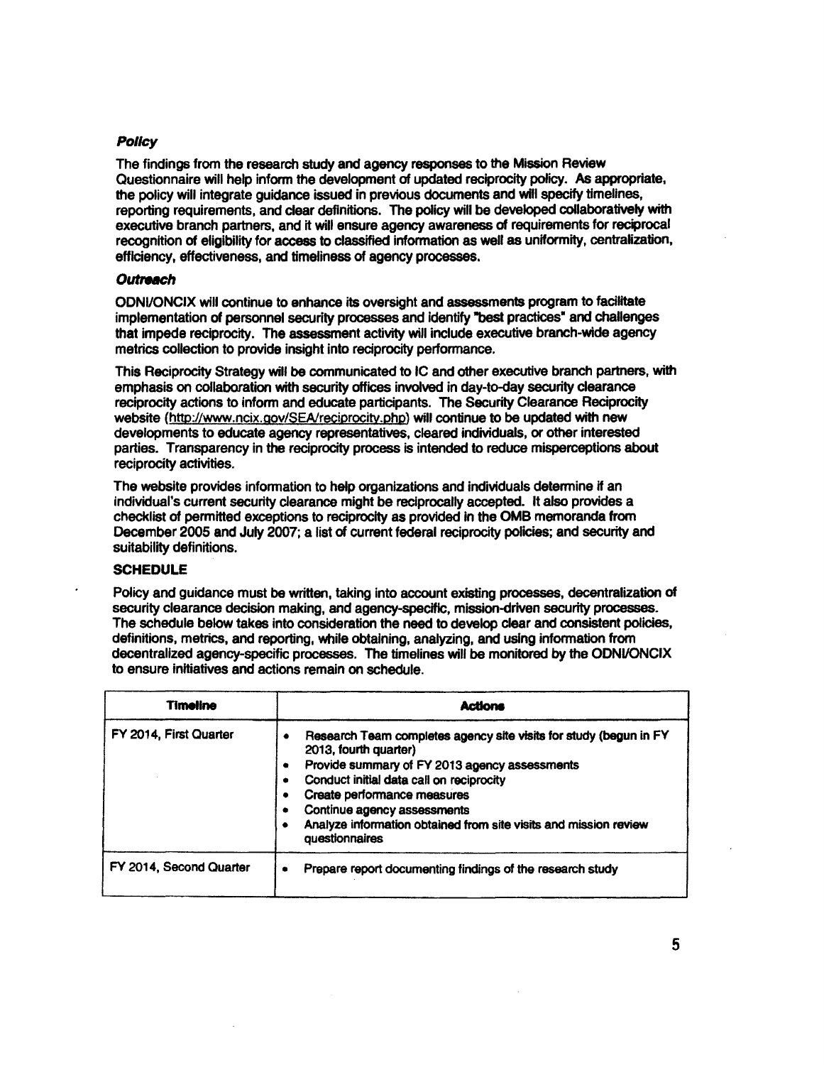### *Policy*

The findings from the research study and agency responses to the Mission Review Questionnaire will help inform the development of updated reciprocity policy. As appropriate, the policy will integrate guidance issued in previous documents and will specify timelines, reporting requirements, and clear definitions. The policy will be developed collaboratively with executive branch partners, and it will ensure agency awareness of requirements for reciprocal recognition of eligibility for access to classified information as well as uniformity, centralization, efficiency, effectiveness, and timeliness of agency processes.

### *Outreach*

ODNI/ONCIX will continue to enhance its oversight and assessments program to facilitate implementation of personnel security processes and identify "best practices" and challenges that impede reciprocity. The assessment activity will include executive branch-wide agency metrics collection to provide insight into reciprocity performance.

This Reciprocity Strategy will be communicated to IC and other executive branch partners, with emphasis on collaboration with security offices involved in day-to-day security clearance reciprocity actions to inform and educate participants. The Security Clearance Reciprocity website (http://www.ncix.gov/SEA/reciprocity.php) will continue to be updated with new developments to educate agency representatives, cleared individuals, or other interested parties. Transparency in the reciprocity process is intended to reduce misperceptions about reciprocity activities.

The website provides information to help organizations and individuals determine if an individual's current security clearance might be reciprocally accepted. It also provides a checklist of permitted exceptions to reciprocity as provided in the OMB memoranda from December 2005 and July 2007; a list of current federal reciprocity policies; and security and suitability definitions.

## SCHEDULE

Policy and guidance must be written, taking into account existing processes, decentralization of security clearance decision making, and agency-specific, mission-driven security processes. The schedule below takes into consideration the need to develop clear and consistent policies, definitions, metrics, and reporting, while obtaining, analyzing, and using information from decentralized agency-specific processes. The timelines will be monitored by the ODNI/ONCIX to ensure initiatives and actions remain on schedule.

| Timeline | Actions |
|---|---|
| FY 2014, First Quarter | • Research Team completes agency site visits for study (begun in FY 2013, fourth quarter)<br>• Provide summary of FY 2013 agency assessments<br>• Conduct initial data call on reciprocity<br>• Create performance measures<br>• Continue agency assessments<br>• Analyze information obtained from site visits and mission review questionnaires |
| FY 2014, Second Quarter | • Prepare report documenting findings of the research study |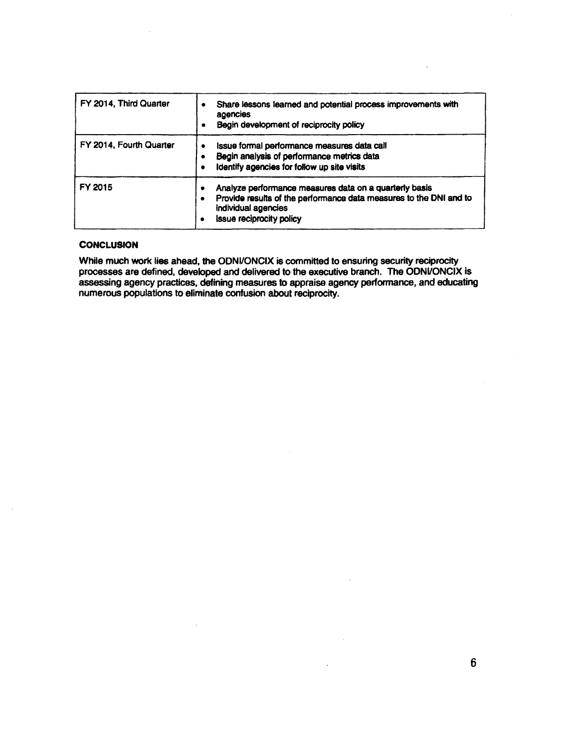| FY 2014, Third Quarter | • Share lessons learned and potential process improvements with agencies<br>• Begin development of reciprocity policy |
|---|---|
| FY 2014, Fourth Quarter | • Issue formal performance measures data call<br>• Begin analysis of performance metrics data<br>• Identify agencies for follow up site visits |
| FY 2015 | • Analyze performance measures data on a quarterly basis<br>• Provide results of the performance data measures to the DNI and to individual agencies<br>• Issue reciprocity policy |

**CONCLUSION**

While much work lies ahead, the ODNI/ONCIX is committed to ensuring security reciprocity processes are defined, developed and delivered to the executive branch. The ODNI/ONCIX is assessing agency practices, defining measures to appraise agency performance, and educating numerous populations to eliminate confusion about reciprocity.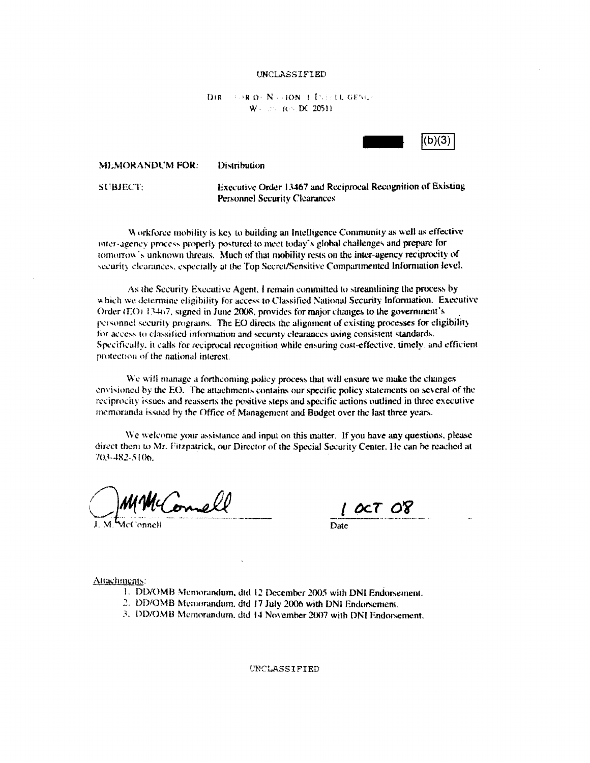UNCLASSIFIED

DIRECTOR OF NATIONAL INTELLIGENCE
WASHINGTON, DC 20511

(b)(3)

**MEMORANDUM FOR:** Distribution

**SUBJECT:** Executive Order 13467 and Reciprocal Recognition of Existing Personnel Security Clearances

Workforce mobility is key to building an Intelligence Community as well as effective inter-agency process properly postured to meet today's global challenges and prepare for tomorrow's unknown threats. Much of that mobility rests on the inter-agency reciprocity of security clearances, especially at the Top Secret/Sensitive Compartmented Information level.

As the Security Executive Agent, I remain committed to streamlining the process by which we determine eligibility for access to Classified National Security Information. Executive Order (EO) 13467, signed in June 2008, provides for major changes to the government's personnel security programs. The EO directs the alignment of existing processes for eligibility for access to classified information and security clearances using consistent standards. Specifically, it calls for reciprocal recognition while ensuring cost-effective, timely and efficient protection of the national interest.

We will manage a forthcoming policy process that will ensure we make the changes envisioned by the EO. The attachments contains our specific policy statements on several of the reciprocity issues and reasserts the positive steps and specific actions outlined in three executive memoranda issued by the Office of Management and Budget over the last three years.

We welcome your assistance and input on this matter. If you have any questions, please direct them to Mr. Fitzpatrick, our Director of the Special Security Center. He can be reached at 703-482-5106.

J. M. McConnell

1 OCT 08
Date

Attachments:

1. DD/OMB Memorandum, dtd 12 December 2005 with DNI Endorsement.
2. DD/OMB Memorandum, dtd 17 July 2006 with DNI Endorsement.
3. DD/OMB Memorandum, dtd 14 November 2007 with DNI Endorsement.

UNCLASSIFIED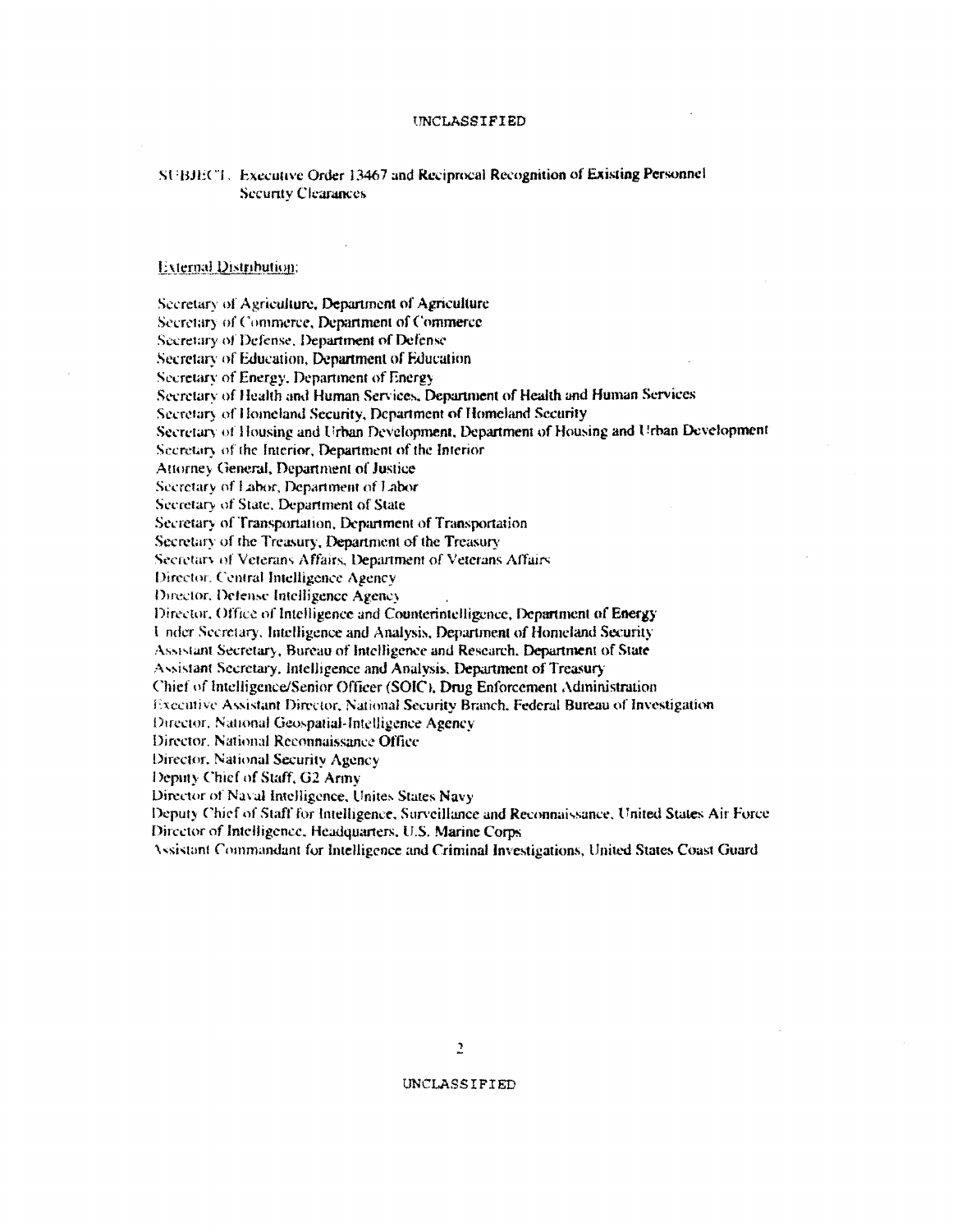UNCLASSIFIED

SUBJECT: Executive Order 13467 and Reciprocal Recognition of Existing Personnel Security Clearances

External Distribution:

Secretary of Agriculture, Department of Agriculture
Secretary of Commerce, Department of Commerce
Secretary of Defense, Department of Defense
Secretary of Education, Department of Education
Secretary of Energy, Department of Energy
Secretary of Health and Human Services, Department of Health and Human Services
Secretary of Homeland Security, Department of Homeland Security
Secretary of Housing and Urban Development, Department of Housing and Urban Development
Secretary of the Interior, Department of the Interior
Attorney General, Department of Justice
Secretary of Labor, Department of Labor
Secretary of State, Department of State
Secretary of Transportation, Department of Transportation
Secretary of the Treasury, Department of the Treasury
Secretary of Veterans Affairs, Department of Veterans Affairs
Director, Central Intelligence Agency
Director, Defense Intelligence Agency
Director, Office of Intelligence and Counterintelligence, Department of Energy
Under Secretary, Intelligence and Analysis, Department of Homeland Security
Assistant Secretary, Bureau of Intelligence and Research, Department of State
Assistant Secretary, Intelligence and Analysis, Department of Treasury
Chief of Intelligence/Senior Officer (SOIC), Drug Enforcement Administration
Executive Assistant Director, National Security Branch, Federal Bureau of Investigation
Director, National Geospatial-Intelligence Agency
Director, National Reconnaissance Office
Director, National Security Agency
Deputy Chief of Staff, G2 Army
Director of Naval Intelligence, Unites States Navy
Deputy Chief of Staff for Intelligence, Surveillance and Reconnaissance, United States Air Force
Director of Intelligence, Headquarters, U.S. Marine Corps
Assistant Commandant for Intelligence and Criminal Investigations, United States Coast Guard

UNCLASSIFIED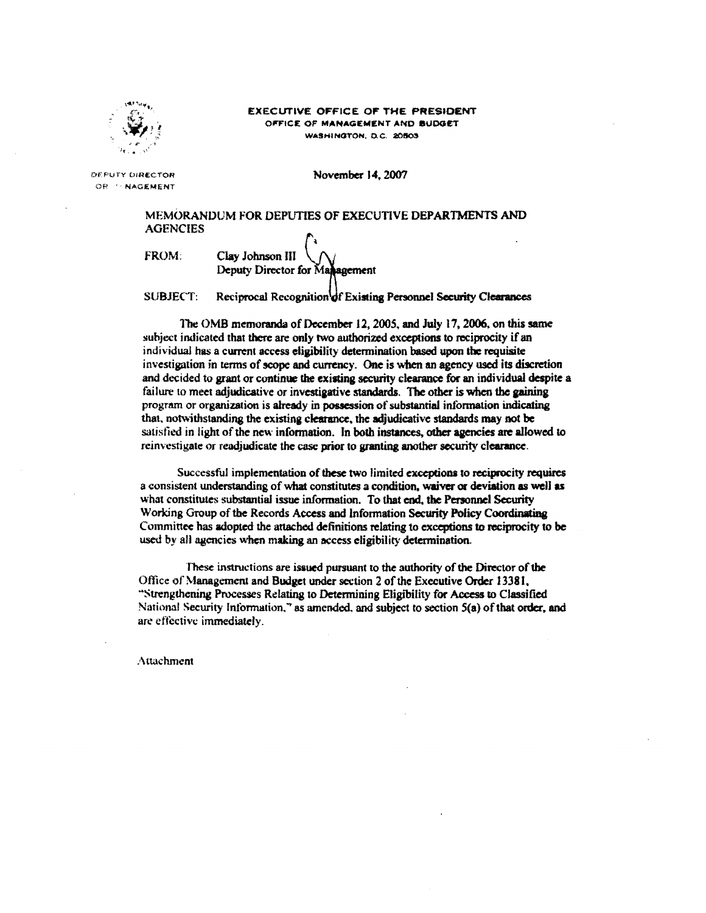EXECUTIVE OFFICE OF THE PRESIDENT
OFFICE OF MANAGEMENT AND BUDGET
WASHINGTON, D.C. 20503

DEPUTY DIRECTOR
FOR MANAGEMENT

November 14, 2007

MEMORANDUM FOR DEPUTIES OF EXECUTIVE DEPARTMENTS AND AGENCIES

FROM: Clay Johnson III
Deputy Director for Management

SUBJECT: Reciprocal Recognition of Existing Personnel Security Clearances

The OMB memoranda of December 12, 2005, and July 17, 2006, on this same subject indicated that there are only two authorized exceptions to reciprocity if an individual has a current access eligibility determination based upon the requisite investigation in terms of scope and currency. One is when an agency used its discretion and decided to grant or continue the existing security clearance for an individual despite a failure to meet adjudicative or investigative standards. The other is when the gaining program or organization is already in possession of substantial information indicating that, notwithstanding the existing clearance, the adjudicative standards may not be satisfied in light of the new information. In both instances, other agencies are allowed to reinvestigate or readjudicate the case prior to granting another security clearance.

Successful implementation of these two limited exceptions to reciprocity requires a consistent understanding of what constitutes a condition, waiver or deviation as well as what constitutes substantial issue information. To that end, the Personnel Security Working Group of the Records Access and Information Security Policy Coordinating Committee has adopted the attached definitions relating to exceptions to reciprocity to be used by all agencies when making an access eligibility determination.

These instructions are issued pursuant to the authority of the Director of the Office of Management and Budget under section 2 of the Executive Order 13381, "Strengthening Processes Relating to Determining Eligibility for Access to Classified National Security Information," as amended, and subject to section 5(a) of that order, and are effective immediately.

Attachment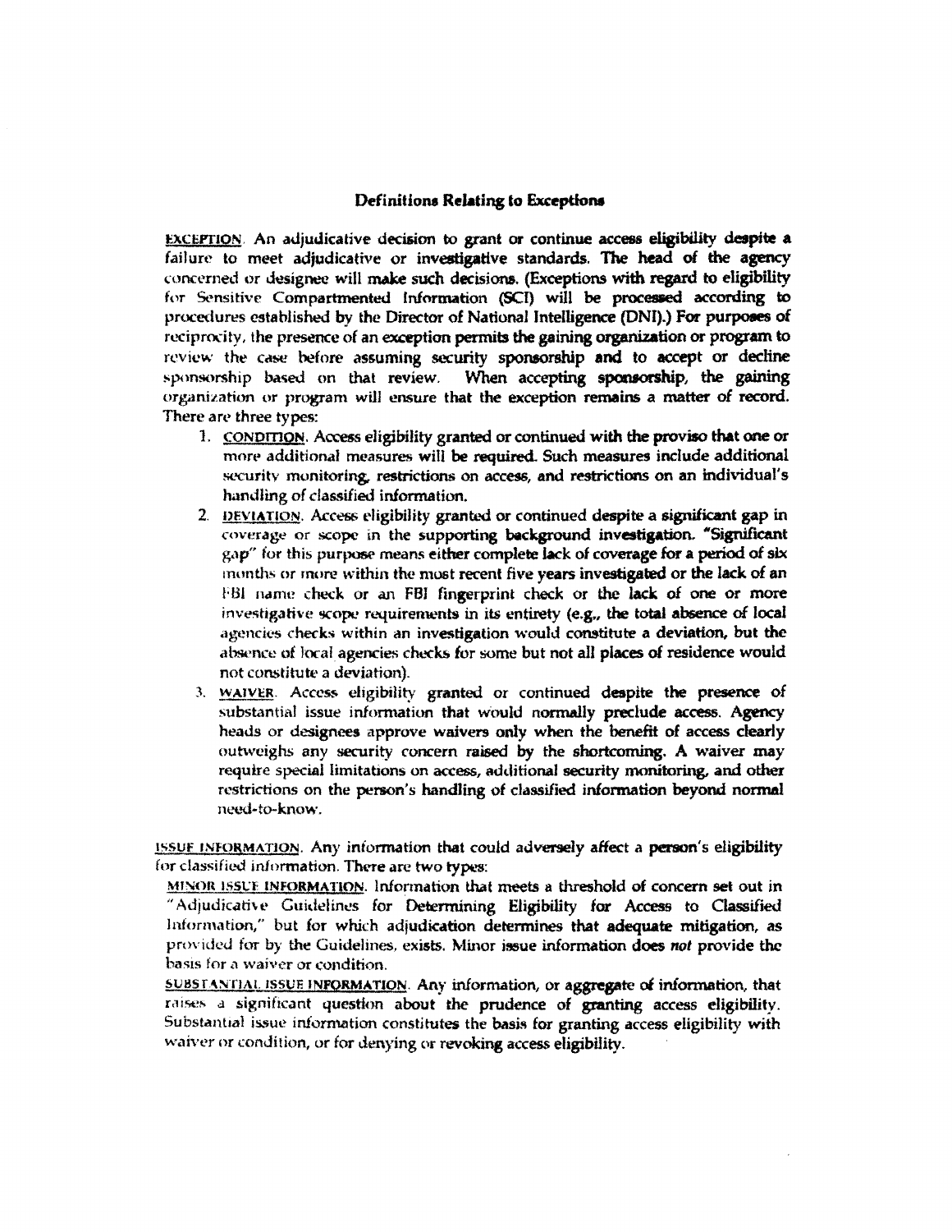## Definitions Relating to Exceptions

<u>EXCEPTION</u>. An adjudicative decision to grant or continue access eligibility despite a failure to meet adjudicative or investigative standards. The head of the agency concerned or designee will make such decisions. (Exceptions with regard to eligibility for Sensitive Compartmented Information (SCI) will be processed according to procedures established by the Director of National Intelligence (DNI).) For purposes of reciprocity, the presence of an exception permits the gaining organization or program to review the case before assuming security sponsorship and to accept or decline sponsorship based on that review. When accepting sponsorship, the gaining organization or program will ensure that the exception remains a matter of record. There are three types:

1. <u>CONDITION</u>. Access eligibility granted or continued with the proviso that one or more additional measures will be required. Such measures include additional security monitoring, restrictions on access, and restrictions on an individual's handling of classified information.
2. <u>DEVIATION</u>. Access eligibility granted or continued despite a significant gap in coverage or scope in the supporting background investigation. "Significant gap" for this purpose means either complete lack of coverage for a period of six months or more within the most recent five years investigated or the lack of an FBI name check or an FBI fingerprint check or the lack of one or more investigative scope requirements in its entirety (e.g., the total absence of local agencies checks within an investigation would constitute a deviation, but the absence of local agencies checks for some but not all places of residence would not constitute a deviation).
3. <u>WAIVER</u>. Access eligibility granted or continued despite the presence of substantial issue information that would normally preclude access. Agency heads or designees approve waivers only when the benefit of access clearly outweighs any security concern raised by the shortcoming. A waiver may require special limitations on access, additional security monitoring, and other restrictions on the person's handling of classified information beyond normal need-to-know.

<u>ISSUE INFORMATION</u>. Any information that could adversely affect a person's eligibility for classified information. There are two types:

<u>MINOR ISSUE INFORMATION</u>. Information that meets a threshold of concern set out in "Adjudicative Guidelines for Determining Eligibility for Access to Classified Information," but for which adjudication determines that adequate mitigation, as provided for by the Guidelines, exists. Minor issue information does *not* provide the basis for a waiver or condition.

<u>SUBSTANTIAL ISSUE INFORMATION</u>. Any information, or aggregate of information, that raises a significant question about the prudence of granting access eligibility. Substantial issue information constitutes the basis for granting access eligibility with waiver or condition, or for denying or revoking access eligibility.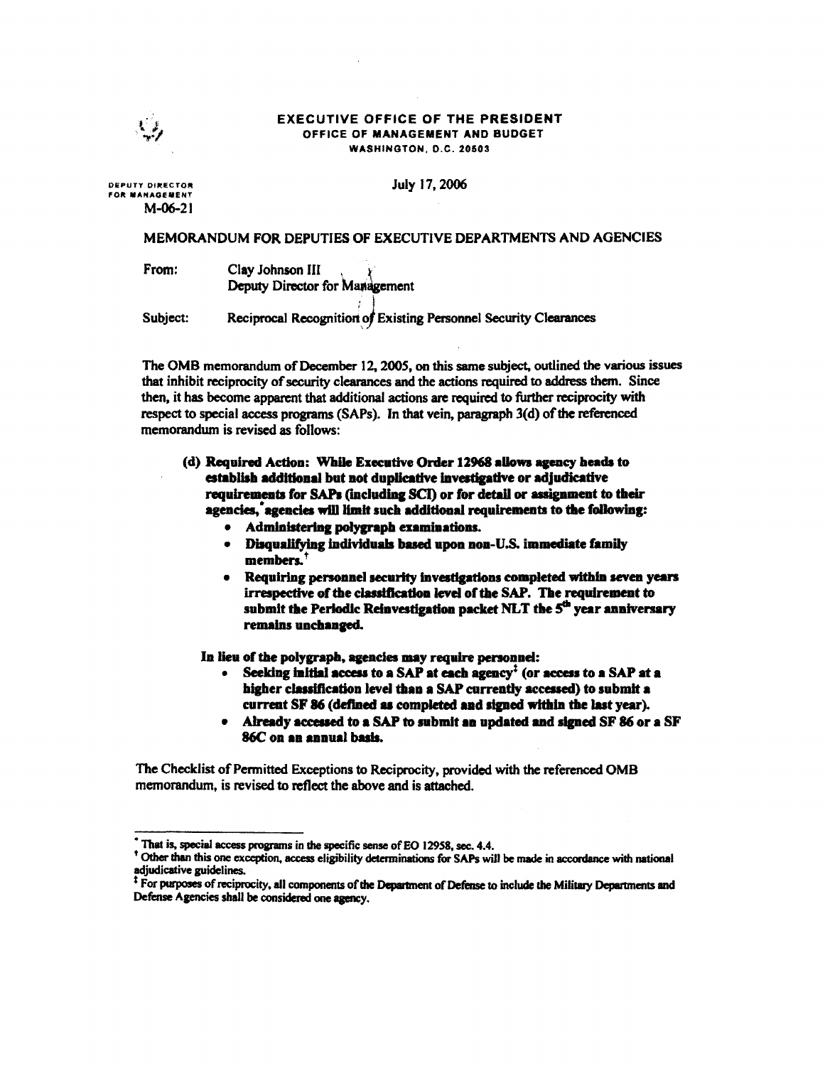**EXECUTIVE OFFICE OF THE PRESIDENT**
**OFFICE OF MANAGEMENT AND BUDGET**
**WASHINGTON, D.C. 20503**

DEPUTY DIRECTOR FOR MANAGEMENT

M-06-21

July 17, 2006

MEMORANDUM FOR DEPUTIES OF EXECUTIVE DEPARTMENTS AND AGENCIES

From: Clay Johnson III
Deputy Director for Management

Subject: Reciprocal Recognition of Existing Personnel Security Clearances

The OMB memorandum of December 12, 2005, on this same subject, outlined the various issues that inhibit reciprocity of security clearances and the actions required to address them. Since then, it has become apparent that additional actions are required to further reciprocity with respect to special access programs (SAPs). In that vein, paragraph 3(d) of the referenced memorandum is revised as follows:

**(d) Required Action: While Executive Order 12968 allows agency heads to establish additional but not duplicative investigative or adjudicative requirements for SAPs (including SCI) or for detail or assignment to their agencies,[*] agencies will limit such additional requirements to the following:**

- **Administering polygraph examinations.**
- **Disqualifying individuals based upon non-U.S. immediate family members.[†]**
- **Requiring personnel security investigations completed within seven years irrespective of the classification level of the SAP. The requirement to submit the Periodic Reinvestigation packet NLT the 5th year anniversary remains unchanged.**

**In lieu of the polygraph, agencies may require personnel:**

- **Seeking initial access to a SAP at each agency[‡] (or access to a SAP at a higher classification level than a SAP currently accessed) to submit a current SF 86 (defined as completed and signed within the last year).**
- **Already accessed to a SAP to submit an updated and signed SF 86 or a SF 86C on an annual basis.**

The Checklist of Permitted Exceptions to Reciprocity, provided with the referenced OMB memorandum, is revised to reflect the above and is attached.

---

[*] That is, special access programs in the specific sense of EO 12958, sec. 4.4.

[†] Other than this one exception, access eligibility determinations for SAPs will be made in accordance with national adjudicative guidelines.

[‡] For purposes of reciprocity, all components of the Department of Defense to include the Military Departments and Defense Agencies shall be considered one agency.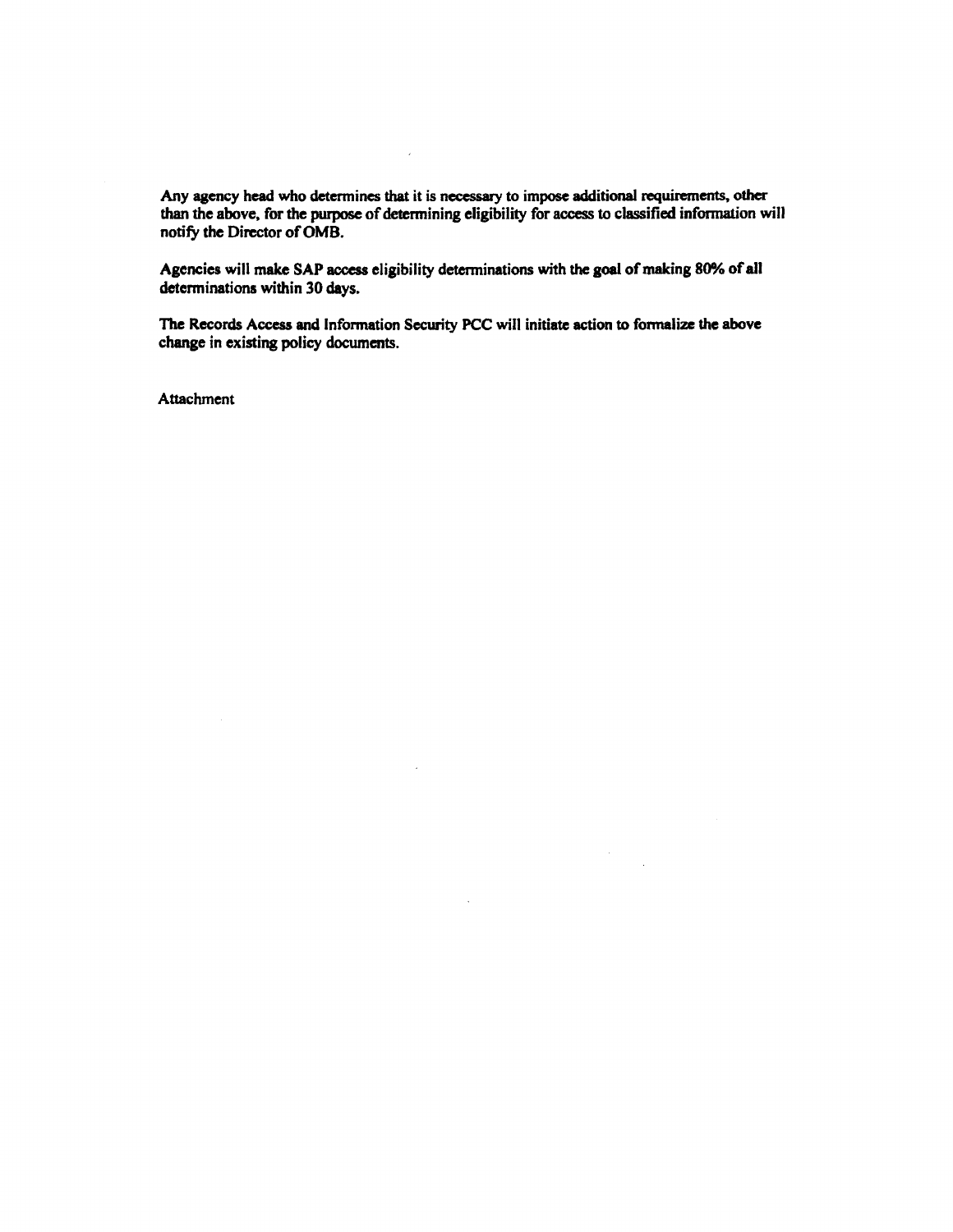Any agency head who determines that it is necessary to impose additional requirements, other than the above, for the purpose of determining eligibility for access to classified information will notify the Director of OMB.

Agencies will make SAP access eligibility determinations with the goal of making 80% of all determinations within 30 days.

The Records Access and Information Security PCC will initiate action to formalize the above change in existing policy documents.

Attachment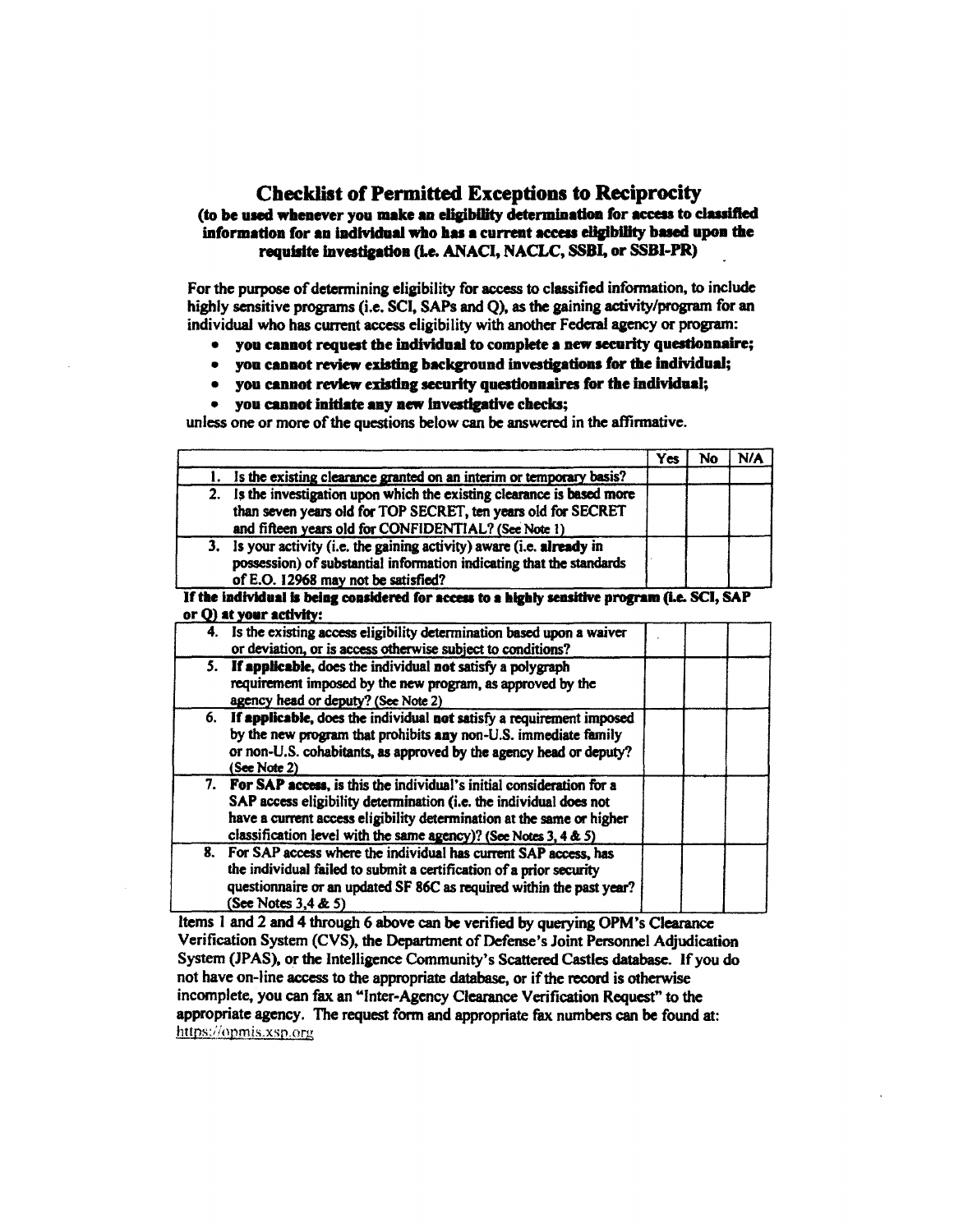## Checklist of Permitted Exceptions to Reciprocity

**(to be used whenever you make an eligibility determination for access to classified information for an individual who has a current access eligibility based upon the requisite investigation (i.e. ANACI, NACLC, SSBI, or SSBI-PR)**

For the purpose of determining eligibility for access to classified information, to include highly sensitive programs (i.e. SCI, SAPs and Q), as the gaining activity/program for an individual who has current access eligibility with another Federal agency or program:

- **you cannot request the individual to complete a new security questionnaire;**
- **you cannot review existing background investigations for the individual;**
- **you cannot review existing security questionnaires for the individual;**
- **you cannot initiate any new investigative checks;**

unless one or more of the questions below can be answered in the affirmative.

| | Yes | No | N/A |
|---|---|---|---|
| 1. Is the existing clearance granted on an interim or temporary basis? | | | |
| 2. Is the investigation upon which the existing clearance is based more than seven years old for TOP SECRET, ten years old for SECRET and fifteen years old for CONFIDENTIAL? (See Note 1) | | | |
| 3. Is your activity (i.e. the gaining activity) aware (i.e. **already** in possession) of substantial information indicating that the standards of E.O. 12968 may not be satisfied? | | | |
| **If the individual is being considered for access to a highly sensitive program (i.e. SCI, SAP or Q) at your activity:** | | | |
| 4. Is the existing access eligibility determination based upon a waiver or deviation, or is access otherwise subject to conditions? | | | |
| 5. **If applicable**, does the individual **not** satisfy a polygraph requirement imposed by the new program, as approved by the agency head or deputy? (See Note 2) | | | |
| 6. **If applicable**, does the individual **not** satisfy a requirement imposed by the new program that prohibits **any** non-U.S. immediate family or non-U.S. cohabitants, as approved by the agency head or deputy? (See Note 2) | | | |
| 7. **For SAP access**, is this the individual's initial consideration for a SAP access eligibility determination (i.e. the individual does not have a current access eligibility determination at the same or higher classification level with the same agency)? (See Notes 3, 4 & 5) | | | |
| 8. For SAP access where the individual has current SAP access, has the individual failed to submit a certification of a prior security questionnaire or an updated SF 86C as required within the past year? (See Notes 3,4 & 5) | | | |

Items 1 and 2 and 4 through 6 above can be verified by querying OPM's Clearance Verification System (CVS), the Department of Defense's Joint Personnel Adjudication System (JPAS), or the Intelligence Community's Scattered Castles database. If you do not have on-line access to the appropriate database, or if the record is otherwise incomplete, you can fax an "Inter-Agency Clearance Verification Request" to the appropriate agency. The request form and appropriate fax numbers can be found at: https://opmis.xsp.org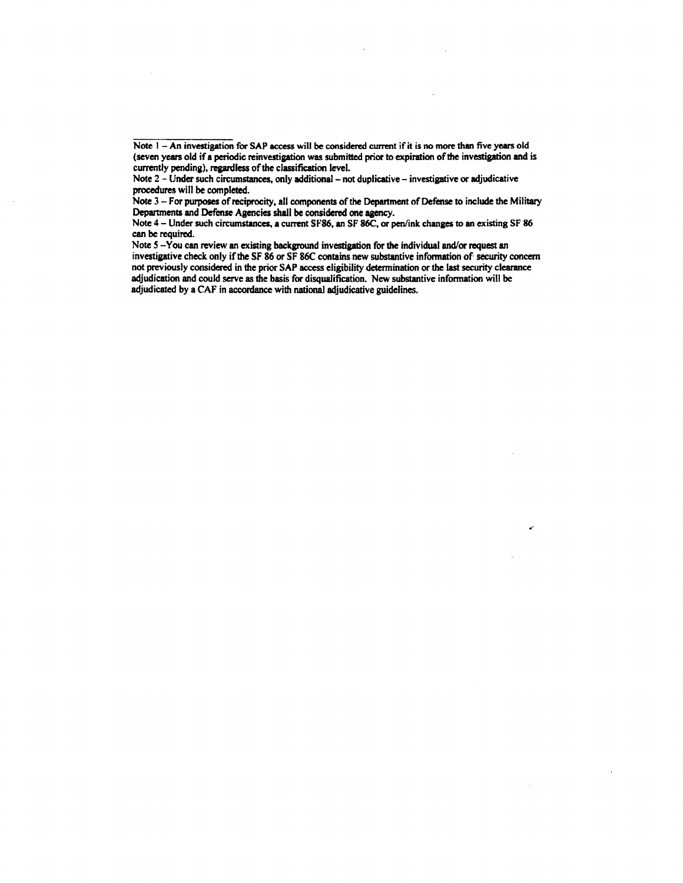Note 1 – An investigation for SAP access will be considered current if it is no more than five years old (seven years old if a periodic reinvestigation was submitted prior to expiration of the investigation and is currently pending), regardless of the classification level.

Note 2 – Under such circumstances, only additional – not duplicative – investigative or adjudicative procedures will be completed.

Note 3 – For purposes of reciprocity, all components of the Department of Defense to include the Military Departments and Defense Agencies shall be considered one agency.

Note 4 – Under such circumstances, a current SF86, an SF 86C, or pen/ink changes to an existing SF 86 can be required.

Note 5 –You can review an existing background investigation for the individual and/or request an investigative check only if the SF 86 or SF 86C contains new substantive information of security concern not previously considered in the prior SAP access eligibility determination or the last security clearance adjudication and could serve as the basis for disqualification. New substantive information will be adjudicated by a CAF in accordance with national adjudicative guidelines.